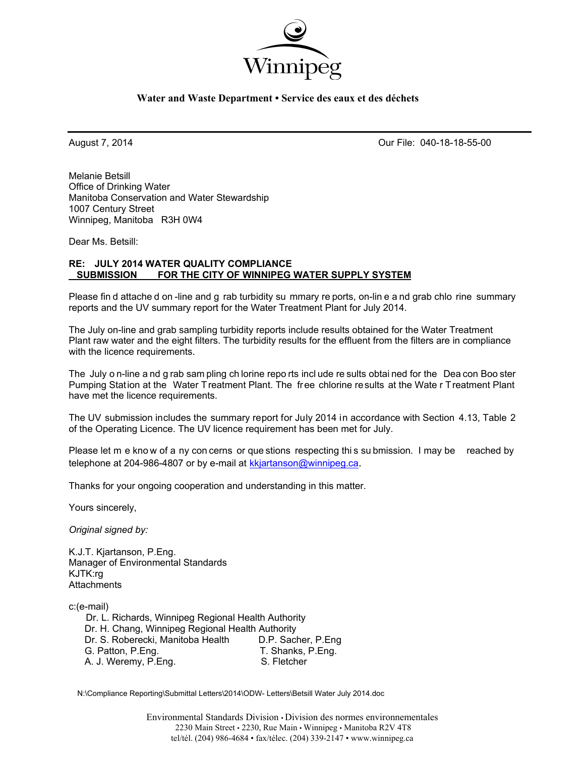Winnipeg

**Water and Waste Department • Service des eaux et des déchets**

---

August 7, 2014 Our File: 040-18-18-55-00

Melanie Betsill
Office of Drinking Water
Manitoba Conservation and Water Stewardship
1007 Century Street
Winnipeg, Manitoba R3H 0W4

Dear Ms. Betsill:

**RE: JULY 2014 WATER QUALITY COMPLIANCE SUBMISSION FOR THE CITY OF WINNIPEG WATER SUPPLY SYSTEM**

Please find attached on-line and grab turbidity summary reports, on-line and grab chlorine summary reports and the UV summary report for the Water Treatment Plant for July 2014.

The July on-line and grab sampling turbidity reports include results obtained for the Water Treatment Plant raw water and the eight filters. The turbidity results for the effluent from the filters are in compliance with the licence requirements.

The July on-line and grab sampling chlorine reports include results obtained for the Deacon Booster Pumping Station at the Water Treatment Plant. The free chlorine results at the Water Treatment Plant have met the licence requirements.

The UV submission includes the summary report for July 2014 in accordance with Section 4.13, Table 2 of the Operating Licence. The UV licence requirement has been met for July.

Please let me know of any concerns or questions respecting this submission. I may be reached by telephone at 204-986-4807 or by e-mail at kkjartanson@winnipeg.ca.

Thanks for your ongoing cooperation and understanding in this matter.

Yours sincerely,

*Original signed by:*

K.J.T. Kjartanson, P.Eng.
Manager of Environmental Standards
KJTK:rg
Attachments

c:(e-mail)
Dr. L. Richards, Winnipeg Regional Health Authority
Dr. H. Chang, Winnipeg Regional Health Authority
Dr. S. Roberecki, Manitoba Health
G. Patton, P.Eng.
A. J. Weremy, P.Eng.
D.P. Sacher, P.Eng
T. Shanks, P.Eng.
S. Fletcher

N:\Compliance Reporting\Submittal Letters\2014\ODW- Letters\Betsill Water July 2014.doc

Environmental Standards Division • Division des normes environnementales
2230 Main Street • 2230, Rue Main • Winnipeg • Manitoba R2V 4T8
tel/tél. (204) 986-4684 • fax/télec. (204) 339-2147 • www.winnipeg.ca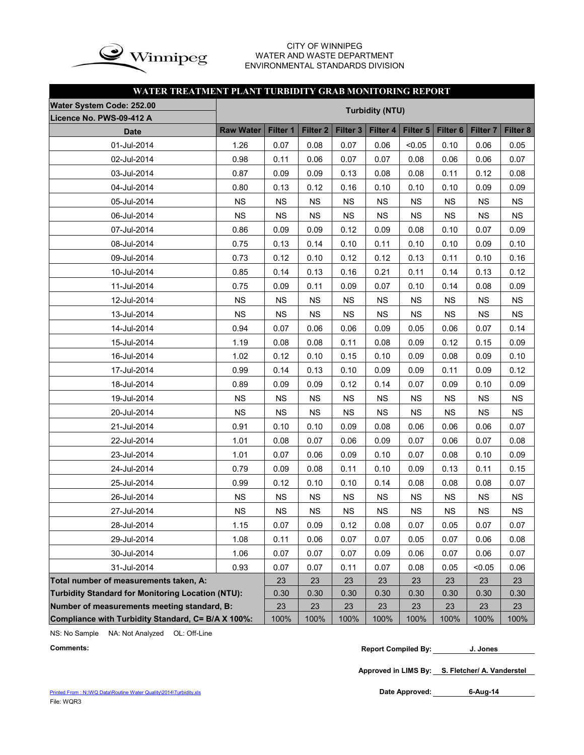CITY OF WINNIPEG
WATER AND WASTE DEPARTMENT
ENVIRONMENTAL STANDARDS DIVISION

## WATER TREATMENT PLANT TURBIDITY GRAB MONITORING REPORT

| Water System Code: 252.00<br>Licence No. PWS-09-412 A | Turbidity (NTU) | | | | | | | | |
|---|---|---|---|---|---|---|---|---|---|
| **Date** | **Raw Water** | **Filter 1** | **Filter 2** | **Filter 3** | **Filter 4** | **Filter 5** | **Filter 6** | **Filter 7** | **Filter 8** |
| 01-Jul-2014 | 1.26 | 0.07 | 0.08 | 0.07 | 0.06 | <0.05 | 0.10 | 0.06 | 0.05 |
| 02-Jul-2014 | 0.98 | 0.11 | 0.06 | 0.07 | 0.07 | 0.08 | 0.06 | 0.06 | 0.07 |
| 03-Jul-2014 | 0.87 | 0.09 | 0.09 | 0.13 | 0.08 | 0.08 | 0.11 | 0.12 | 0.08 |
| 04-Jul-2014 | 0.80 | 0.13 | 0.12 | 0.16 | 0.10 | 0.10 | 0.10 | 0.09 | 0.09 |
| 05-Jul-2014 | NS | NS | NS | NS | NS | NS | NS | NS | NS |
| 06-Jul-2014 | NS | NS | NS | NS | NS | NS | NS | NS | NS |
| 07-Jul-2014 | 0.86 | 0.09 | 0.09 | 0.12 | 0.09 | 0.08 | 0.10 | 0.07 | 0.09 |
| 08-Jul-2014 | 0.75 | 0.13 | 0.14 | 0.10 | 0.11 | 0.10 | 0.10 | 0.09 | 0.10 |
| 09-Jul-2014 | 0.73 | 0.12 | 0.10 | 0.12 | 0.12 | 0.13 | 0.11 | 0.10 | 0.16 |
| 10-Jul-2014 | 0.85 | 0.14 | 0.13 | 0.16 | 0.21 | 0.11 | 0.14 | 0.13 | 0.12 |
| 11-Jul-2014 | 0.75 | 0.09 | 0.11 | 0.09 | 0.07 | 0.10 | 0.14 | 0.08 | 0.09 |
| 12-Jul-2014 | NS | NS | NS | NS | NS | NS | NS | NS | NS |
| 13-Jul-2014 | NS | NS | NS | NS | NS | NS | NS | NS | NS |
| 14-Jul-2014 | 0.94 | 0.07 | 0.06 | 0.06 | 0.09 | 0.05 | 0.06 | 0.07 | 0.14 |
| 15-Jul-2014 | 1.19 | 0.08 | 0.08 | 0.11 | 0.08 | 0.09 | 0.12 | 0.15 | 0.09 |
| 16-Jul-2014 | 1.02 | 0.12 | 0.10 | 0.15 | 0.10 | 0.09 | 0.08 | 0.09 | 0.10 |
| 17-Jul-2014 | 0.99 | 0.14 | 0.13 | 0.10 | 0.09 | 0.09 | 0.11 | 0.09 | 0.12 |
| 18-Jul-2014 | 0.89 | 0.09 | 0.09 | 0.12 | 0.14 | 0.07 | 0.09 | 0.10 | 0.09 |
| 19-Jul-2014 | NS | NS | NS | NS | NS | NS | NS | NS | NS |
| 20-Jul-2014 | NS | NS | NS | NS | NS | NS | NS | NS | NS |
| 21-Jul-2014 | 0.91 | 0.10 | 0.10 | 0.09 | 0.08 | 0.06 | 0.06 | 0.06 | 0.07 |
| 22-Jul-2014 | 1.01 | 0.08 | 0.07 | 0.06 | 0.09 | 0.07 | 0.06 | 0.07 | 0.08 |
| 23-Jul-2014 | 1.01 | 0.07 | 0.06 | 0.09 | 0.10 | 0.07 | 0.08 | 0.10 | 0.09 |
| 24-Jul-2014 | 0.79 | 0.09 | 0.08 | 0.11 | 0.10 | 0.09 | 0.13 | 0.11 | 0.15 |
| 25-Jul-2014 | 0.99 | 0.12 | 0.10 | 0.10 | 0.14 | 0.08 | 0.08 | 0.08 | 0.07 |
| 26-Jul-2014 | NS | NS | NS | NS | NS | NS | NS | NS | NS |
| 27-Jul-2014 | NS | NS | NS | NS | NS | NS | NS | NS | NS |
| 28-Jul-2014 | 1.15 | 0.07 | 0.09 | 0.12 | 0.08 | 0.07 | 0.05 | 0.07 | 0.07 |
| 29-Jul-2014 | 1.08 | 0.11 | 0.06 | 0.07 | 0.07 | 0.05 | 0.07 | 0.06 | 0.08 |
| 30-Jul-2014 | 1.06 | 0.07 | 0.07 | 0.07 | 0.09 | 0.06 | 0.07 | 0.06 | 0.07 |
| 31-Jul-2014 | 0.93 | 0.07 | 0.07 | 0.11 | 0.07 | 0.08 | 0.05 | <0.05 | 0.06 |
| **Total number of measurements taken, A:** | | 23 | 23 | 23 | 23 | 23 | 23 | 23 | 23 |
| **Turbidity Standard for Monitoring Location (NTU):** | | 0.30 | 0.30 | 0.30 | 0.30 | 0.30 | 0.30 | 0.30 | 0.30 |
| **Number of measurements meeting standard, B:** | | 23 | 23 | 23 | 23 | 23 | 23 | 23 | 23 |
| **Compliance with Turbidity Standard, C= B/A X 100%:** | | 100% | 100% | 100% | 100% | 100% | 100% | 100% | 100% |

NS: No Sample NA: Not Analyzed OL: Off-Line

**Comments:**

**Report Compiled By:** J. Jones

**Approved in LIMS By:** S. Fletcher/ A. Vanderstel

**Date Approved:** 6-Aug-14

Printed From : N:\WQ Data\Routine Water Quality\2014\Turbidity.xls
File: WQR3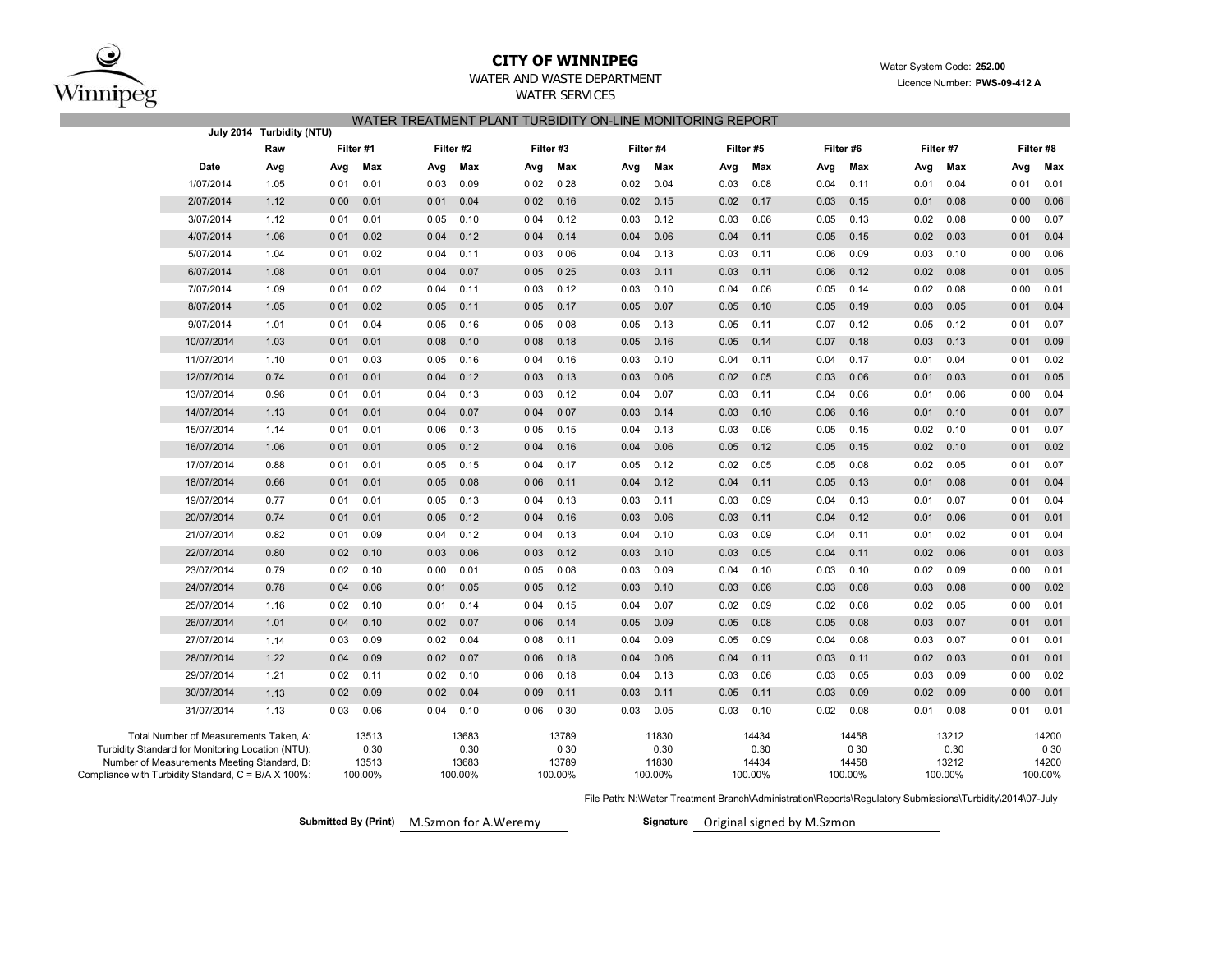# CITY OF WINNIPEG

WATER AND WASTE DEPARTMENT

WATER SERVICES

Water System Code: **252.00**

Licence Number: **PWS-09-412 A**

## WATER TREATMENT PLANT TURBIDITY ON-LINE MONITORING REPORT

| July 2014 | Turbidity (NTU) | | | | | | | | | | | | | | | | |
|---|---|---|---|---|---|---|---|---|---|---|---|---|---|---|---|---|---|
| | Raw | Filter #1 | | Filter #2 | | Filter #3 | | Filter #4 | | Filter #5 | | Filter #6 | | Filter #7 | | Filter #8 | |
| Date | Avg | Avg | Max | Avg | Max | Avg | Max | Avg | Max | Avg | Max | Avg | Max | Avg | Max | Avg | Max |
| 1/07/2014 | 1.05 | 0 01 | 0.01 | 0.03 | 0.09 | 0 02 | 0 28 | 0.02 | 0.04 | 0.03 | 0.08 | 0.04 | 0.11 | 0.01 | 0.04 | 0 01 | 0.01 |
| 2/07/2014 | 1.12 | 0 00 | 0.01 | 0.01 | 0.04 | 0 02 | 0.16 | 0.02 | 0.15 | 0.02 | 0.17 | 0.03 | 0.15 | 0.01 | 0.08 | 0 00 | 0.06 |
| 3/07/2014 | 1.12 | 0 01 | 0.01 | 0.05 | 0.10 | 0 04 | 0.12 | 0.03 | 0.12 | 0.03 | 0.06 | 0.05 | 0.13 | 0.02 | 0.08 | 0 00 | 0.07 |
| 4/07/2014 | 1.06 | 0 01 | 0.02 | 0.04 | 0.12 | 0 04 | 0.14 | 0.04 | 0.06 | 0.04 | 0.11 | 0.05 | 0.15 | 0.02 | 0.03 | 0 01 | 0.04 |
| 5/07/2014 | 1.04 | 0 01 | 0.02 | 0.04 | 0.11 | 0 03 | 0 06 | 0.04 | 0.13 | 0.03 | 0.11 | 0.06 | 0.09 | 0.03 | 0.10 | 0 00 | 0.06 |
| 6/07/2014 | 1.08 | 0 01 | 0.01 | 0.04 | 0.07 | 0 05 | 0 25 | 0.03 | 0.11 | 0.03 | 0.11 | 0.06 | 0.12 | 0.02 | 0.08 | 0 01 | 0.05 |
| 7/07/2014 | 1.09 | 0 01 | 0.02 | 0.04 | 0.11 | 0 03 | 0.12 | 0.03 | 0.10 | 0.04 | 0.06 | 0.05 | 0.14 | 0.02 | 0.08 | 0 00 | 0.01 |
| 8/07/2014 | 1.05 | 0 01 | 0.02 | 0.05 | 0.11 | 0 05 | 0.17 | 0.05 | 0.07 | 0.05 | 0.10 | 0.05 | 0.19 | 0.03 | 0.05 | 0 01 | 0.04 |
| 9/07/2014 | 1.01 | 0 01 | 0.04 | 0.05 | 0.16 | 0 05 | 0 08 | 0.05 | 0.13 | 0.05 | 0.11 | 0.07 | 0.12 | 0.05 | 0.12 | 0 01 | 0.07 |
| 10/07/2014 | 1.03 | 0 01 | 0.01 | 0.08 | 0.10 | 0 08 | 0.18 | 0.05 | 0.16 | 0.05 | 0.14 | 0.07 | 0.18 | 0.03 | 0.13 | 0 01 | 0.09 |
| 11/07/2014 | 1.10 | 0 01 | 0.03 | 0.05 | 0.16 | 0 04 | 0.16 | 0.03 | 0.10 | 0.04 | 0.11 | 0.04 | 0.17 | 0.01 | 0.04 | 0 01 | 0.02 |
| 12/07/2014 | 0.74 | 0 01 | 0.01 | 0.04 | 0.12 | 0 03 | 0.13 | 0.03 | 0.06 | 0.02 | 0.05 | 0.03 | 0.06 | 0.01 | 0.03 | 0 01 | 0.05 |
| 13/07/2014 | 0.96 | 0 01 | 0.01 | 0.04 | 0.13 | 0 03 | 0.12 | 0.04 | 0.07 | 0.03 | 0.11 | 0.04 | 0.06 | 0.01 | 0.06 | 0 00 | 0.04 |
| 14/07/2014 | 1.13 | 0 01 | 0.01 | 0.04 | 0.07 | 0 04 | 0 07 | 0.03 | 0.14 | 0.03 | 0.10 | 0.06 | 0.16 | 0.01 | 0.10 | 0 01 | 0.07 |
| 15/07/2014 | 1.14 | 0 01 | 0.01 | 0.06 | 0.13 | 0 05 | 0.15 | 0.04 | 0.13 | 0.03 | 0.06 | 0.05 | 0.15 | 0.02 | 0.10 | 0 01 | 0.07 |
| 16/07/2014 | 1.06 | 0 01 | 0.01 | 0.05 | 0.12 | 0 04 | 0.16 | 0.04 | 0.06 | 0.05 | 0.12 | 0.05 | 0.15 | 0.02 | 0.10 | 0 01 | 0.02 |
| 17/07/2014 | 0.88 | 0 01 | 0.01 | 0.05 | 0.15 | 0 04 | 0.17 | 0.05 | 0.12 | 0.02 | 0.05 | 0.05 | 0.08 | 0.02 | 0.05 | 0 01 | 0.07 |
| 18/07/2014 | 0.66 | 0 01 | 0.01 | 0.05 | 0.08 | 0 06 | 0.11 | 0.04 | 0.12 | 0.04 | 0.11 | 0.05 | 0.13 | 0.01 | 0.08 | 0 01 | 0.04 |
| 19/07/2014 | 0.77 | 0 01 | 0.01 | 0.05 | 0.13 | 0 04 | 0.13 | 0.03 | 0.11 | 0.03 | 0.09 | 0.04 | 0.13 | 0.01 | 0.07 | 0 01 | 0.04 |
| 20/07/2014 | 0.74 | 0 01 | 0.01 | 0.05 | 0.12 | 0 04 | 0.16 | 0.03 | 0.06 | 0.03 | 0.11 | 0.04 | 0.12 | 0.01 | 0.06 | 0 01 | 0.01 |
| 21/07/2014 | 0.82 | 0 01 | 0.09 | 0.04 | 0.12 | 0 04 | 0.13 | 0.04 | 0.10 | 0.03 | 0.09 | 0.04 | 0.11 | 0.01 | 0.02 | 0 01 | 0.04 |
| 22/07/2014 | 0.80 | 0 02 | 0.10 | 0.03 | 0.06 | 0 03 | 0.12 | 0.03 | 0.10 | 0.03 | 0.05 | 0.04 | 0.11 | 0.02 | 0.06 | 0 01 | 0.03 |
| 23/07/2014 | 0.79 | 0 02 | 0.10 | 0.00 | 0.01 | 0 05 | 0 08 | 0.03 | 0.09 | 0.04 | 0.10 | 0.03 | 0.10 | 0.02 | 0.09 | 0 00 | 0.01 |
| 24/07/2014 | 0.78 | 0 04 | 0.06 | 0.01 | 0.05 | 0 05 | 0.12 | 0.03 | 0.10 | 0.03 | 0.06 | 0.03 | 0.08 | 0.03 | 0.08 | 0 00 | 0.02 |
| 25/07/2014 | 1.16 | 0 02 | 0.10 | 0.01 | 0.14 | 0 04 | 0.15 | 0.04 | 0.07 | 0.02 | 0.09 | 0.02 | 0.08 | 0.02 | 0.05 | 0 00 | 0.01 |
| 26/07/2014 | 1.01 | 0 04 | 0.10 | 0.02 | 0.07 | 0 06 | 0.14 | 0.05 | 0.09 | 0.05 | 0.08 | 0.05 | 0.08 | 0.03 | 0.07 | 0 01 | 0.01 |
| 27/07/2014 | 1.14 | 0 03 | 0.09 | 0.02 | 0.04 | 0 08 | 0.11 | 0.04 | 0.09 | 0.05 | 0.09 | 0.04 | 0.08 | 0.03 | 0.07 | 0 01 | 0.01 |
| 28/07/2014 | 1.22 | 0 04 | 0.09 | 0.02 | 0.07 | 0 06 | 0.18 | 0.04 | 0.06 | 0.04 | 0.11 | 0.03 | 0.11 | 0.02 | 0.03 | 0 01 | 0.01 |
| 29/07/2014 | 1.21 | 0 02 | 0.11 | 0.02 | 0.10 | 0 06 | 0.18 | 0.04 | 0.13 | 0.03 | 0.06 | 0.03 | 0.05 | 0.03 | 0.09 | 0 00 | 0.02 |
| 30/07/2014 | 1.13 | 0 02 | 0.09 | 0.02 | 0.04 | 0 09 | 0.11 | 0.03 | 0.11 | 0.05 | 0.11 | 0.03 | 0.09 | 0.02 | 0.09 | 0 00 | 0.01 |
| 31/07/2014 | 1.13 | 0 03 | 0.06 | 0.04 | 0.10 | 0 06 | 0 30 | 0.03 | 0.05 | 0.03 | 0.10 | 0.02 | 0.08 | 0.01 | 0.08 | 0 01 | 0.01 |
| Total Number of Measurements Taken, A: | | | 13513 | | 13683 | | 13789 | | 11830 | | 14434 | | 14458 | | 13212 | | 14200 |
| Turbidity Standard for Monitoring Location (NTU): | | | 0.30 | | 0.30 | | 0 30 | | 0.30 | | 0.30 | | 0 30 | | 0.30 | | 0 30 |
| Number of Measurements Meeting Standard, B: | | | 13513 | | 13683 | | 13789 | | 11830 | | 14434 | | 14458 | | 13212 | | 14200 |
| Compliance with Turbidity Standard, C = B/A X 100%: | | | 100.00% | | 100.00% | | 100.00% | | 100.00% | | 100.00% | | 100.00% | | 100.00% | | 100.00% |

File Path: N:\Water Treatment Branch\Administration\Reports\Regulatory Submissions\Turbidity\2014\07-July

**Submitted By (Print)** M.Szmon for A.Weremy

**Signature** Original signed by M.Szmon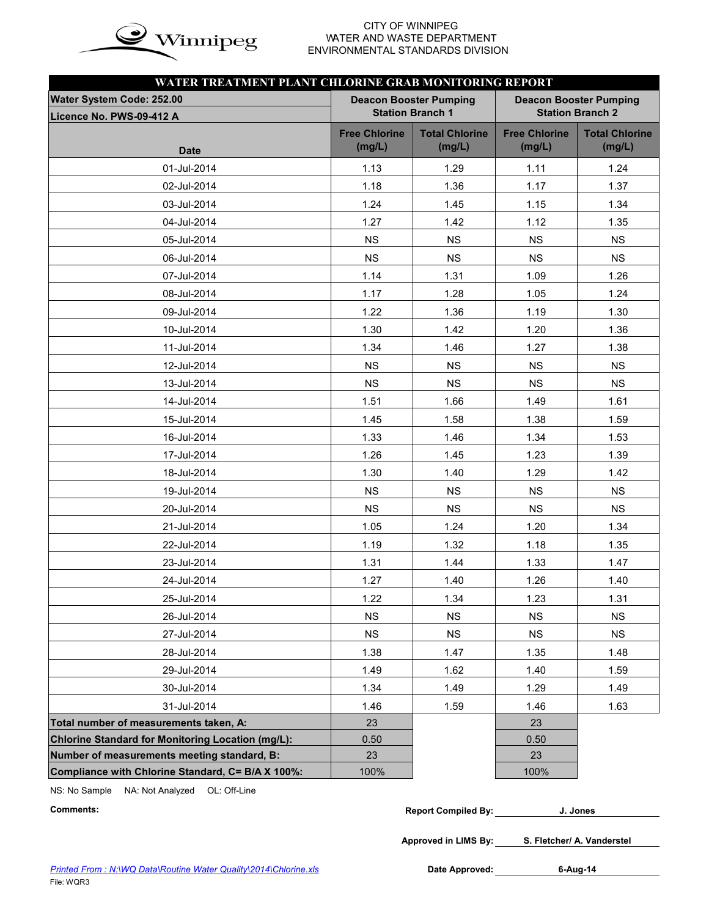CITY OF WINNIPEG
WATER AND WASTE DEPARTMENT
ENVIRONMENTAL STANDARDS DIVISION

## WATER TREATMENT PLANT CHLORINE GRAB MONITORING REPORT

| Water System Code: 252.00<br>Licence No. PWS-09-412 A | Deacon Booster Pumping Station Branch 1 | | Deacon Booster Pumping Station Branch 2 | |
|---|---|---|---|---|
| Date | Free Chlorine (mg/L) | Total Chlorine (mg/L) | Free Chlorine (mg/L) | Total Chlorine (mg/L) |
| 01-Jul-2014 | 1.13 | 1.29 | 1.11 | 1.24 |
| 02-Jul-2014 | 1.18 | 1.36 | 1.17 | 1.37 |
| 03-Jul-2014 | 1.24 | 1.45 | 1.15 | 1.34 |
| 04-Jul-2014 | 1.27 | 1.42 | 1.12 | 1.35 |
| 05-Jul-2014 | NS | NS | NS | NS |
| 06-Jul-2014 | NS | NS | NS | NS |
| 07-Jul-2014 | 1.14 | 1.31 | 1.09 | 1.26 |
| 08-Jul-2014 | 1.17 | 1.28 | 1.05 | 1.24 |
| 09-Jul-2014 | 1.22 | 1.36 | 1.19 | 1.30 |
| 10-Jul-2014 | 1.30 | 1.42 | 1.20 | 1.36 |
| 11-Jul-2014 | 1.34 | 1.46 | 1.27 | 1.38 |
| 12-Jul-2014 | NS | NS | NS | NS |
| 13-Jul-2014 | NS | NS | NS | NS |
| 14-Jul-2014 | 1.51 | 1.66 | 1.49 | 1.61 |
| 15-Jul-2014 | 1.45 | 1.58 | 1.38 | 1.59 |
| 16-Jul-2014 | 1.33 | 1.46 | 1.34 | 1.53 |
| 17-Jul-2014 | 1.26 | 1.45 | 1.23 | 1.39 |
| 18-Jul-2014 | 1.30 | 1.40 | 1.29 | 1.42 |
| 19-Jul-2014 | NS | NS | NS | NS |
| 20-Jul-2014 | NS | NS | NS | NS |
| 21-Jul-2014 | 1.05 | 1.24 | 1.20 | 1.34 |
| 22-Jul-2014 | 1.19 | 1.32 | 1.18 | 1.35 |
| 23-Jul-2014 | 1.31 | 1.44 | 1.33 | 1.47 |
| 24-Jul-2014 | 1.27 | 1.40 | 1.26 | 1.40 |
| 25-Jul-2014 | 1.22 | 1.34 | 1.23 | 1.31 |
| 26-Jul-2014 | NS | NS | NS | NS |
| 27-Jul-2014 | NS | NS | NS | NS |
| 28-Jul-2014 | 1.38 | 1.47 | 1.35 | 1.48 |
| 29-Jul-2014 | 1.49 | 1.62 | 1.40 | 1.59 |
| 30-Jul-2014 | 1.34 | 1.49 | 1.29 | 1.49 |
| 31-Jul-2014 | 1.46 | 1.59 | 1.46 | 1.63 |
| **Total number of measurements taken, A:** | 23 | | 23 | |
| **Chlorine Standard for Monitoring Location (mg/L):** | 0.50 | | 0.50 | |
| **Number of measurements meeting standard, B:** | 23 | | 23 | |
| **Compliance with Chlorine Standard, C= B/A X 100%:** | 100% | | 100% | |

NS: No Sample NA: Not Analyzed OL: Off-Line

**Comments:**

**Report Compiled By:** J. Jones

**Approved in LIMS By:** S. Fletcher/ A. Vanderstel

**Date Approved:** 6-Aug-14

*Printed From : N:\WQ Data\Routine Water Quality\2014\Chlorine.xls*

File: WQR3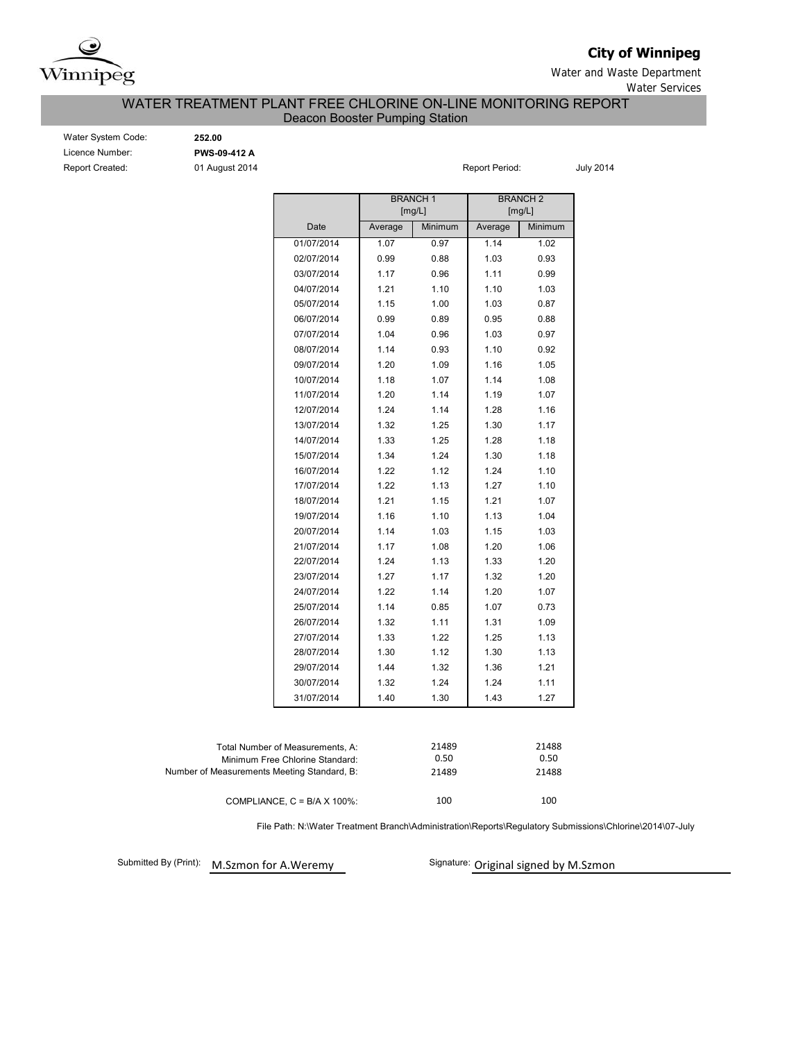**City of Winnipeg**

Water and Waste Department

Water Services

# WATER TREATMENT PLANT FREE CHLORINE ON-LINE MONITORING REPORT

## Deacon Booster Pumping Station

Water System Code: **252.00**

Licence Number: **PWS-09-412 A**

Report Created: 01 August 2014

Report Period: July 2014

| | BRANCH 1 [mg/L] | | BRANCH 2 [mg/L] | |
|---|---|---|---|---|
| Date | Average | Minimum | Average | Minimum |
| 01/07/2014 | 1.07 | 0.97 | 1.14 | 1.02 |
| 02/07/2014 | 0.99 | 0.88 | 1.03 | 0.93 |
| 03/07/2014 | 1.17 | 0.96 | 1.11 | 0.99 |
| 04/07/2014 | 1.21 | 1.10 | 1.10 | 1.03 |
| 05/07/2014 | 1.15 | 1.00 | 1.03 | 0.87 |
| 06/07/2014 | 0.99 | 0.89 | 0.95 | 0.88 |
| 07/07/2014 | 1.04 | 0.96 | 1.03 | 0.97 |
| 08/07/2014 | 1.14 | 0.93 | 1.10 | 0.92 |
| 09/07/2014 | 1.20 | 1.09 | 1.16 | 1.05 |
| 10/07/2014 | 1.18 | 1.07 | 1.14 | 1.08 |
| 11/07/2014 | 1.20 | 1.14 | 1.19 | 1.07 |
| 12/07/2014 | 1.24 | 1.14 | 1.28 | 1.16 |
| 13/07/2014 | 1.32 | 1.25 | 1.30 | 1.17 |
| 14/07/2014 | 1.33 | 1.25 | 1.28 | 1.18 |
| 15/07/2014 | 1.34 | 1.24 | 1.30 | 1.18 |
| 16/07/2014 | 1.22 | 1.12 | 1.24 | 1.10 |
| 17/07/2014 | 1.22 | 1.13 | 1.27 | 1.10 |
| 18/07/2014 | 1.21 | 1.15 | 1.21 | 1.07 |
| 19/07/2014 | 1.16 | 1.10 | 1.13 | 1.04 |
| 20/07/2014 | 1.14 | 1.03 | 1.15 | 1.03 |
| 21/07/2014 | 1.17 | 1.08 | 1.20 | 1.06 |
| 22/07/2014 | 1.24 | 1.13 | 1.33 | 1.20 |
| 23/07/2014 | 1.27 | 1.17 | 1.32 | 1.20 |
| 24/07/2014 | 1.22 | 1.14 | 1.20 | 1.07 |
| 25/07/2014 | 1.14 | 0.85 | 1.07 | 0.73 |
| 26/07/2014 | 1.32 | 1.11 | 1.31 | 1.09 |
| 27/07/2014 | 1.33 | 1.22 | 1.25 | 1.13 |
| 28/07/2014 | 1.30 | 1.12 | 1.30 | 1.13 |
| 29/07/2014 | 1.44 | 1.32 | 1.36 | 1.21 |
| 30/07/2014 | 1.32 | 1.24 | 1.24 | 1.11 |
| 31/07/2014 | 1.40 | 1.30 | 1.43 | 1.27 |

| | Branch 1 | Branch 2 |
|---|---|---|
| Total Number of Measurements, A: | 21489 | 21488 |
| Minimum Free Chlorine Standard: | 0.50 | 0.50 |
| Number of Measurements Meeting Standard, B: | 21489 | 21488 |
| COMPLIANCE, C = B/A X 100%: | 100 | 100 |

File Path: N:\Water Treatment Branch\Administration\Reports\Regulatory Submissions\Chlorine\2014\07-July

Submitted By (Print): M.Szmon for A.Weremy

Signature: Original signed by M.Szmon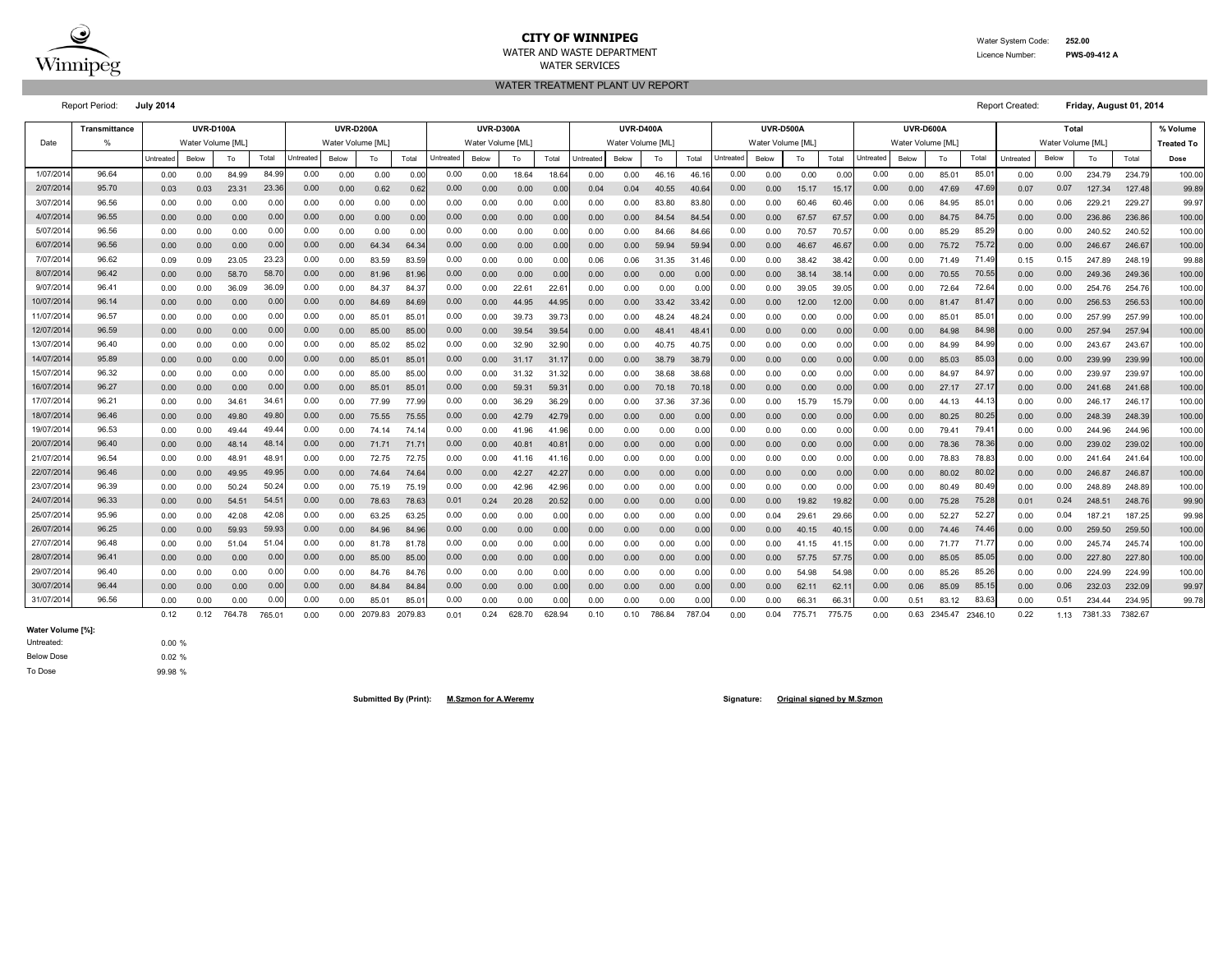# CITY OF WINNIPEG

WATER AND WASTE DEPARTMENT

WATER SERVICES

Water System Code: **252.00**

Licence Number: **PWS-09-412 A**

## WATER TREATMENT PLANT UV REPORT

Report Period: **July 2014**

Report Created: **Friday, August 01, 2014**

| Date | Transmittance | UVR-D100A | | | | UVR-D200A | | | | UVR-D300A | | | | UVR-D400A | | | | UVR-D500A | | | | UVR-D600A | | | | Total | | | | % Volume |
|---|---|---|---|---|---|---|---|---|---|---|---|---|---|---|---|---|---|---|---|---|---|---|---|---|---|---|---|---|---|---|
| | % | Water Volume [ML] | | | | Water Volume [ML] | | | | Water Volume [ML] | | | | Water Volume [ML] | | | | Water Volume [ML] | | | | Water Volume [ML] | | | | Water Volume [ML] | | | | Treated To |
| | | Untreated | Below | To | Total | Untreated | Below | To | Total | Untreated | Below | To | Total | Untreated | Below | To | Total | Untreated | Below | To | Total | Untreated | Below | To | Total | Untreated | Below | To | Total | Dose |
| 1/07/2014 | 96.64 | 0.00 | 0.00 | 84.99 | 84.99 | 0.00 | 0.00 | 0.00 | 0.00 | 0.00 | 0.00 | 18.64 | 18.64 | 0.00 | 0.00 | 46.16 | 46.16 | 0.00 | 0.00 | 0.00 | 0.00 | 0.00 | 0.00 | 85.01 | 85.01 | 0.00 | 0.00 | 234.79 | 234.79 | 100.00 |
| 2/07/2014 | 95.70 | 0.03 | 0.03 | 23.31 | 23.36 | 0.00 | 0.00 | 0.62 | 0.62 | 0.00 | 0.00 | 0.00 | 0.00 | 0.04 | 0.04 | 40.55 | 40.64 | 0.00 | 0.00 | 15.17 | 15.17 | 0.00 | 0.00 | 47.69 | 47.69 | 0.07 | 0.07 | 127.34 | 127.48 | 99.89 |
| 3/07/2014 | 96.56 | 0.00 | 0.00 | 0.00 | 0.00 | 0.00 | 0.00 | 0.00 | 0.00 | 0.00 | 0.00 | 0.00 | 0.00 | 0.00 | 0.00 | 83.80 | 83.80 | 0.00 | 0.00 | 60.46 | 60.46 | 0.00 | 0.06 | 84.95 | 85.01 | 0.00 | 0.06 | 229.21 | 229.27 | 99.97 |
| 4/07/2014 | 96.55 | 0.00 | 0.00 | 0.00 | 0.00 | 0.00 | 0.00 | 0.00 | 0.00 | 0.00 | 0.00 | 0.00 | 0.00 | 0.00 | 0.00 | 84.54 | 84.54 | 0.00 | 0.00 | 67.57 | 67.57 | 0.00 | 0.00 | 84.75 | 84.75 | 0.00 | 0.00 | 236.86 | 236.86 | 100.00 |
| 5/07/2014 | 96.56 | 0.00 | 0.00 | 0.00 | 0.00 | 0.00 | 0.00 | 0.00 | 0.00 | 0.00 | 0.00 | 0.00 | 0.00 | 0.00 | 0.00 | 84.66 | 84.66 | 0.00 | 0.00 | 70.57 | 70.57 | 0.00 | 0.00 | 85.29 | 85.29 | 0.00 | 0.00 | 240.52 | 240.52 | 100.00 |
| 6/07/2014 | 96.56 | 0.00 | 0.00 | 0.00 | 0.00 | 0.00 | 0.00 | 64.34 | 64.34 | 0.00 | 0.00 | 0.00 | 0.00 | 0.00 | 0.00 | 59.94 | 59.94 | 0.00 | 0.00 | 46.67 | 46.67 | 0.00 | 0.00 | 75.72 | 75.72 | 0.00 | 0.00 | 246.67 | 246.67 | 100.00 |
| 7/07/2014 | 96.62 | 0.09 | 0.09 | 23.05 | 23.23 | 0.00 | 0.00 | 83.59 | 83.59 | 0.00 | 0.00 | 0.00 | 0.00 | 0.06 | 0.06 | 31.35 | 31.46 | 0.00 | 0.00 | 38.42 | 38.42 | 0.00 | 0.00 | 71.49 | 71.49 | 0.15 | 0.15 | 247.89 | 248.19 | 99.88 |
| 8/07/2014 | 96.42 | 0.00 | 0.00 | 58.70 | 58.70 | 0.00 | 0.00 | 81.96 | 81.96 | 0.00 | 0.00 | 0.00 | 0.00 | 0.00 | 0.00 | 0.00 | 0.00 | 0.00 | 0.00 | 38.14 | 38.14 | 0.00 | 0.00 | 70.55 | 70.55 | 0.00 | 0.00 | 249.36 | 249.36 | 100.00 |
| 9/07/2014 | 96.41 | 0.00 | 0.00 | 36.09 | 36.09 | 0.00 | 0.00 | 84.37 | 84.37 | 0.00 | 0.00 | 22.61 | 22.61 | 0.00 | 0.00 | 0.00 | 0.00 | 0.00 | 0.00 | 39.05 | 39.05 | 0.00 | 0.00 | 72.64 | 72.64 | 0.00 | 0.00 | 254.76 | 254.76 | 100.00 |
| 10/07/2014 | 96.14 | 0.00 | 0.00 | 0.00 | 0.00 | 0.00 | 0.00 | 84.69 | 84.69 | 0.00 | 0.00 | 44.95 | 44.95 | 0.00 | 0.00 | 33.42 | 33.42 | 0.00 | 0.00 | 12.00 | 12.00 | 0.00 | 0.00 | 81.47 | 81.47 | 0.00 | 0.00 | 256.53 | 256.53 | 100.00 |
| 11/07/2014 | 96.57 | 0.00 | 0.00 | 0.00 | 0.00 | 0.00 | 0.00 | 85.01 | 85.01 | 0.00 | 0.00 | 39.73 | 39.73 | 0.00 | 0.00 | 48.24 | 48.24 | 0.00 | 0.00 | 0.00 | 0.00 | 0.00 | 0.00 | 85.01 | 85.01 | 0.00 | 0.00 | 257.99 | 257.99 | 100.00 |
| 12/07/2014 | 96.59 | 0.00 | 0.00 | 0.00 | 0.00 | 0.00 | 0.00 | 85.00 | 85.00 | 0.00 | 0.00 | 39.54 | 39.54 | 0.00 | 0.00 | 48.41 | 48.41 | 0.00 | 0.00 | 0.00 | 0.00 | 0.00 | 0.00 | 84.98 | 84.98 | 0.00 | 0.00 | 257.94 | 257.94 | 100.00 |
| 13/07/2014 | 96.40 | 0.00 | 0.00 | 0.00 | 0.00 | 0.00 | 0.00 | 85.02 | 85.02 | 0.00 | 0.00 | 32.90 | 32.90 | 0.00 | 0.00 | 40.75 | 40.75 | 0.00 | 0.00 | 0.00 | 0.00 | 0.00 | 0.00 | 84.99 | 84.99 | 0.00 | 0.00 | 243.67 | 243.67 | 100.00 |
| 14/07/2014 | 95.89 | 0.00 | 0.00 | 0.00 | 0.00 | 0.00 | 0.00 | 85.01 | 85.01 | 0.00 | 0.00 | 31.17 | 31.17 | 0.00 | 0.00 | 38.79 | 38.79 | 0.00 | 0.00 | 0.00 | 0.00 | 0.00 | 0.00 | 85.03 | 85.03 | 0.00 | 0.00 | 239.99 | 239.99 | 100.00 |
| 15/07/2014 | 96.32 | 0.00 | 0.00 | 0.00 | 0.00 | 0.00 | 0.00 | 85.00 | 85.00 | 0.00 | 0.00 | 31.32 | 31.32 | 0.00 | 0.00 | 38.68 | 38.68 | 0.00 | 0.00 | 0.00 | 0.00 | 0.00 | 0.00 | 84.97 | 84.97 | 0.00 | 0.00 | 239.97 | 239.97 | 100.00 |
| 16/07/2014 | 96.27 | 0.00 | 0.00 | 0.00 | 0.00 | 0.00 | 0.00 | 85.01 | 85.01 | 0.00 | 0.00 | 59.31 | 59.31 | 0.00 | 0.00 | 70.18 | 70.18 | 0.00 | 0.00 | 0.00 | 0.00 | 0.00 | 0.00 | 27.17 | 27.17 | 0.00 | 0.00 | 241.68 | 241.68 | 100.00 |
| 17/07/2014 | 96.21 | 0.00 | 0.00 | 34.61 | 34.61 | 0.00 | 0.00 | 77.99 | 77.99 | 0.00 | 0.00 | 36.29 | 36.29 | 0.00 | 0.00 | 37.36 | 37.36 | 0.00 | 0.00 | 15.79 | 15.79 | 0.00 | 0.00 | 44.13 | 44.13 | 0.00 | 0.00 | 246.17 | 246.17 | 100.00 |
| 18/07/2014 | 96.46 | 0.00 | 0.00 | 49.80 | 49.80 | 0.00 | 0.00 | 75.55 | 75.55 | 0.00 | 0.00 | 42.79 | 42.79 | 0.00 | 0.00 | 0.00 | 0.00 | 0.00 | 0.00 | 0.00 | 0.00 | 0.00 | 0.00 | 80.25 | 80.25 | 0.00 | 0.00 | 248.39 | 248.39 | 100.00 |
| 19/07/2014 | 96.53 | 0.00 | 0.00 | 49.44 | 49.44 | 0.00 | 0.00 | 74.14 | 74.14 | 0.00 | 0.00 | 41.96 | 41.96 | 0.00 | 0.00 | 0.00 | 0.00 | 0.00 | 0.00 | 0.00 | 0.00 | 0.00 | 0.00 | 79.41 | 79.41 | 0.00 | 0.00 | 244.96 | 244.96 | 100.00 |
| 20/07/2014 | 96.40 | 0.00 | 0.00 | 48.14 | 48.14 | 0.00 | 0.00 | 71.71 | 71.71 | 0.00 | 0.00 | 40.81 | 40.81 | 0.00 | 0.00 | 0.00 | 0.00 | 0.00 | 0.00 | 0.00 | 0.00 | 0.00 | 0.00 | 78.36 | 78.36 | 0.00 | 0.00 | 239.02 | 239.02 | 100.00 |
| 21/07/2014 | 96.54 | 0.00 | 0.00 | 48.91 | 48.91 | 0.00 | 0.00 | 72.75 | 72.75 | 0.00 | 0.00 | 41.16 | 41.16 | 0.00 | 0.00 | 0.00 | 0.00 | 0.00 | 0.00 | 0.00 | 0.00 | 0.00 | 0.00 | 78.83 | 78.83 | 0.00 | 0.00 | 241.64 | 241.64 | 100.00 |
| 22/07/2014 | 96.46 | 0.00 | 0.00 | 49.95 | 49.95 | 0.00 | 0.00 | 74.64 | 74.64 | 0.00 | 0.00 | 42.27 | 42.27 | 0.00 | 0.00 | 0.00 | 0.00 | 0.00 | 0.00 | 0.00 | 0.00 | 0.00 | 0.00 | 80.02 | 80.02 | 0.00 | 0.00 | 246.87 | 246.87 | 100.00 |
| 23/07/2014 | 96.39 | 0.00 | 0.00 | 50.24 | 50.24 | 0.00 | 0.00 | 75.19 | 75.19 | 0.00 | 0.00 | 42.96 | 42.96 | 0.00 | 0.00 | 0.00 | 0.00 | 0.00 | 0.00 | 0.00 | 0.00 | 0.00 | 0.00 | 80.49 | 80.49 | 0.00 | 0.00 | 248.89 | 248.89 | 100.00 |
| 24/07/2014 | 96.33 | 0.00 | 0.00 | 54.51 | 54.51 | 0.00 | 0.00 | 78.63 | 78.63 | 0.01 | 0.24 | 20.28 | 20.52 | 0.00 | 0.00 | 0.00 | 0.00 | 0.00 | 0.00 | 19.82 | 19.82 | 0.00 | 0.00 | 75.28 | 75.28 | 0.01 | 0.24 | 248.51 | 248.76 | 99.90 |
| 25/07/2014 | 95.96 | 0.00 | 0.00 | 42.08 | 42.08 | 0.00 | 0.00 | 63.25 | 63.25 | 0.00 | 0.00 | 0.00 | 0.00 | 0.00 | 0.00 | 0.00 | 0.00 | 0.00 | 0.04 | 29.61 | 29.66 | 0.00 | 0.00 | 52.27 | 52.27 | 0.00 | 0.04 | 187.21 | 187.25 | 99.98 |
| 26/07/2014 | 96.25 | 0.00 | 0.00 | 59.93 | 59.93 | 0.00 | 0.00 | 84.96 | 84.96 | 0.00 | 0.00 | 0.00 | 0.00 | 0.00 | 0.00 | 0.00 | 0.00 | 0.00 | 0.00 | 40.15 | 40.15 | 0.00 | 0.00 | 74.46 | 74.46 | 0.00 | 0.00 | 259.50 | 259.50 | 100.00 |
| 27/07/2014 | 96.48 | 0.00 | 0.00 | 51.04 | 51.04 | 0.00 | 0.00 | 81.78 | 81.78 | 0.00 | 0.00 | 0.00 | 0.00 | 0.00 | 0.00 | 0.00 | 0.00 | 0.00 | 0.00 | 41.15 | 41.15 | 0.00 | 0.00 | 71.77 | 71.77 | 0.00 | 0.00 | 245.74 | 245.74 | 100.00 |
| 28/07/2014 | 96.41 | 0.00 | 0.00 | 0.00 | 0.00 | 0.00 | 0.00 | 85.00 | 85.00 | 0.00 | 0.00 | 0.00 | 0.00 | 0.00 | 0.00 | 0.00 | 0.00 | 0.00 | 0.00 | 57.75 | 57.75 | 0.00 | 0.00 | 85.05 | 85.05 | 0.00 | 0.00 | 227.80 | 227.80 | 100.00 |
| 29/07/2014 | 96.40 | 0.00 | 0.00 | 0.00 | 0.00 | 0.00 | 0.00 | 84.76 | 84.76 | 0.00 | 0.00 | 0.00 | 0.00 | 0.00 | 0.00 | 0.00 | 0.00 | 0.00 | 0.00 | 54.98 | 54.98 | 0.00 | 0.00 | 85.26 | 85.26 | 0.00 | 0.00 | 224.99 | 224.99 | 100.00 |
| 30/07/2014 | 96.44 | 0.00 | 0.00 | 0.00 | 0.00 | 0.00 | 0.00 | 84.84 | 84.84 | 0.00 | 0.00 | 0.00 | 0.00 | 0.00 | 0.00 | 0.00 | 0.00 | 0.00 | 0.00 | 62.11 | 62.11 | 0.00 | 0.06 | 85.09 | 85.15 | 0.00 | 0.06 | 232.03 | 232.09 | 99.97 |
| 31/07/2014 | 96.56 | 0.00 | 0.00 | 0.00 | 0.00 | 0.00 | 0.00 | 85.01 | 85.01 | 0.00 | 0.00 | 0.00 | 0.00 | 0.00 | 0.00 | 0.00 | 0.00 | 0.00 | 0.00 | 66.31 | 66.31 | 0.00 | 0.51 | 83.12 | 83.63 | 0.00 | 0.51 | 234.44 | 234.95 | 99.78 |
| | | 0.12 | 0.12 | 764.78 | 765.01 | 0.00 | 0.00 | 2079.83 | 2079.83 | 0.01 | 0.24 | 628.70 | 628.94 | 0.10 | 0.10 | 786.84 | 787.04 | 0.00 | 0.04 | 775.71 | 775.75 | 0.00 | 0.63 | 2345.47 | 2346.10 | 0.22 | 1.13 | 7381.33 | 7382.67 | |

**Water Volume [%]:**

| | |
|---|---|
| Untreated: | 0.00 % |
| Below Dose | 0.02 % |
| To Dose | 99.98 % |

**Submitted By (Print):** **M.Szmon for A.Weremy**

**Signature:** **Original signed by M.Szmon**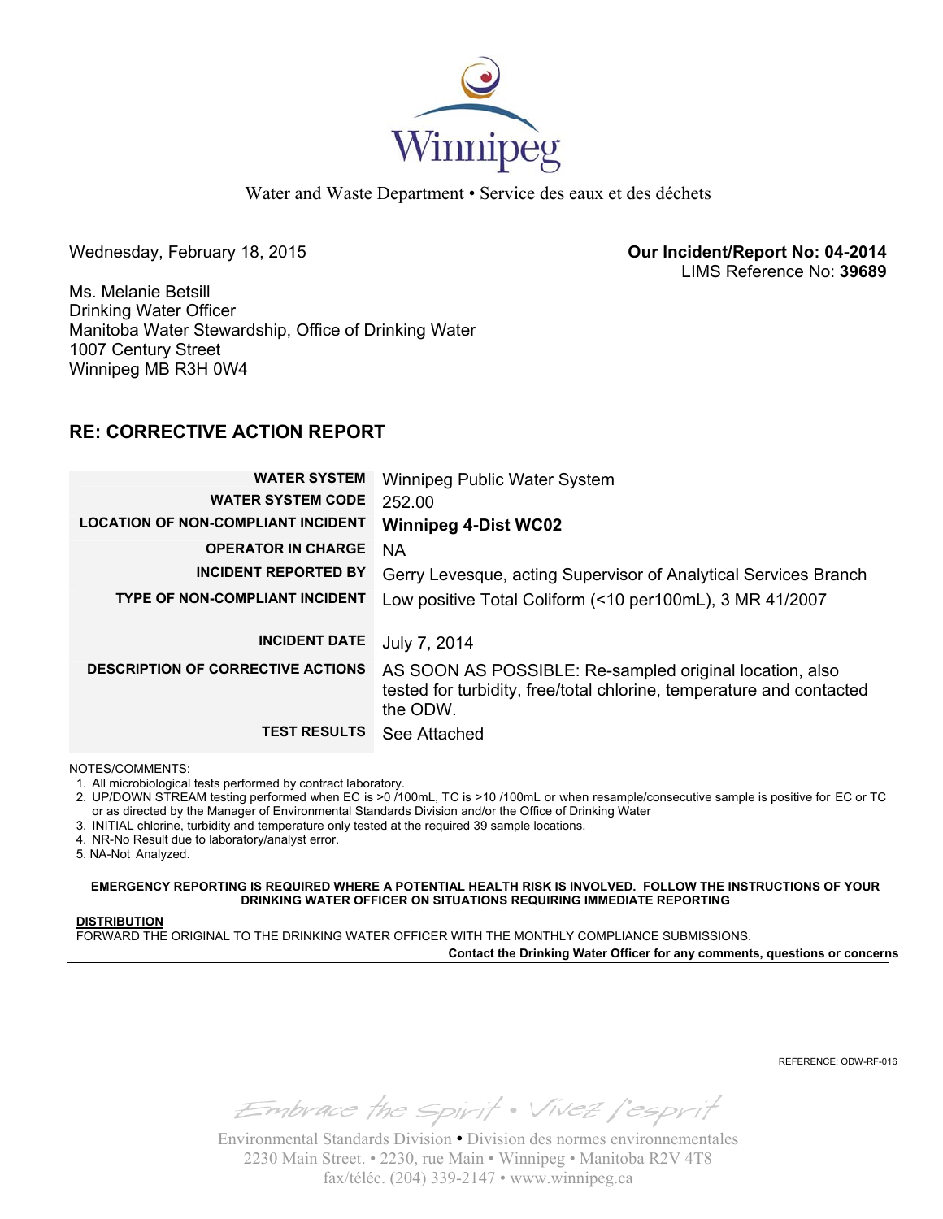Winnipeg

Water and Waste Department • Service des eaux et des déchets

Wednesday, February 18, 2015

**Our Incident/Report No: 04-2014**
LIMS Reference No: **39689**

Ms. Melanie Betsill
Drinking Water Officer
Manitoba Water Stewardship, Office of Drinking Water
1007 Century Street
Winnipeg MB R3H 0W4

## RE: CORRECTIVE ACTION REPORT

| | |
|---|---|
| **WATER SYSTEM** | Winnipeg Public Water System |
| **WATER SYSTEM CODE** | 252.00 |
| **LOCATION OF NON-COMPLIANT INCIDENT** | **Winnipeg 4-Dist WC02** |
| **OPERATOR IN CHARGE** | NA |
| **INCIDENT REPORTED BY** | Gerry Levesque, acting Supervisor of Analytical Services Branch |
| **TYPE OF NON-COMPLIANT INCIDENT** | Low positive Total Coliform (<10 per100mL), 3 MR 41/2007 |
| **INCIDENT DATE** | July 7, 2014 |
| **DESCRIPTION OF CORRECTIVE ACTIONS** | AS SOON AS POSSIBLE: Re-sampled original location, also tested for turbidity, free/total chlorine, temperature and contacted the ODW. |
| **TEST RESULTS** | See Attached |

NOTES/COMMENTS:

1. All microbiological tests performed by contract laboratory.
2. UP/DOWN STREAM testing performed when EC is >0 /100mL, TC is >10 /100mL or when resample/consecutive sample is positive for EC or TC or as directed by the Manager of Environmental Standards Division and/or the Office of Drinking Water
3. INITIAL chlorine, turbidity and temperature only tested at the required 39 sample locations.
4. NR-No Result due to laboratory/analyst error.
5. NA-Not Analyzed.

**EMERGENCY REPORTING IS REQUIRED WHERE A POTENTIAL HEALTH RISK IS INVOLVED. FOLLOW THE INSTRUCTIONS OF YOUR DRINKING WATER OFFICER ON SITUATIONS REQUIRING IMMEDIATE REPORTING**

**DISTRIBUTION**
FORWARD THE ORIGINAL TO THE DRINKING WATER OFFICER WITH THE MONTHLY COMPLIANCE SUBMISSIONS.

**Contact the Drinking Water Officer for any comments, questions or concerns**

REFERENCE: ODW-RF-016

Embrace the Spirit • Vivez l'esprit

Environmental Standards Division • Division des normes environnementales
2230 Main Street. • 2230, rue Main • Winnipeg • Manitoba R2V 4T8
fax/téléc. (204) 339-2147 • www.winnipeg.ca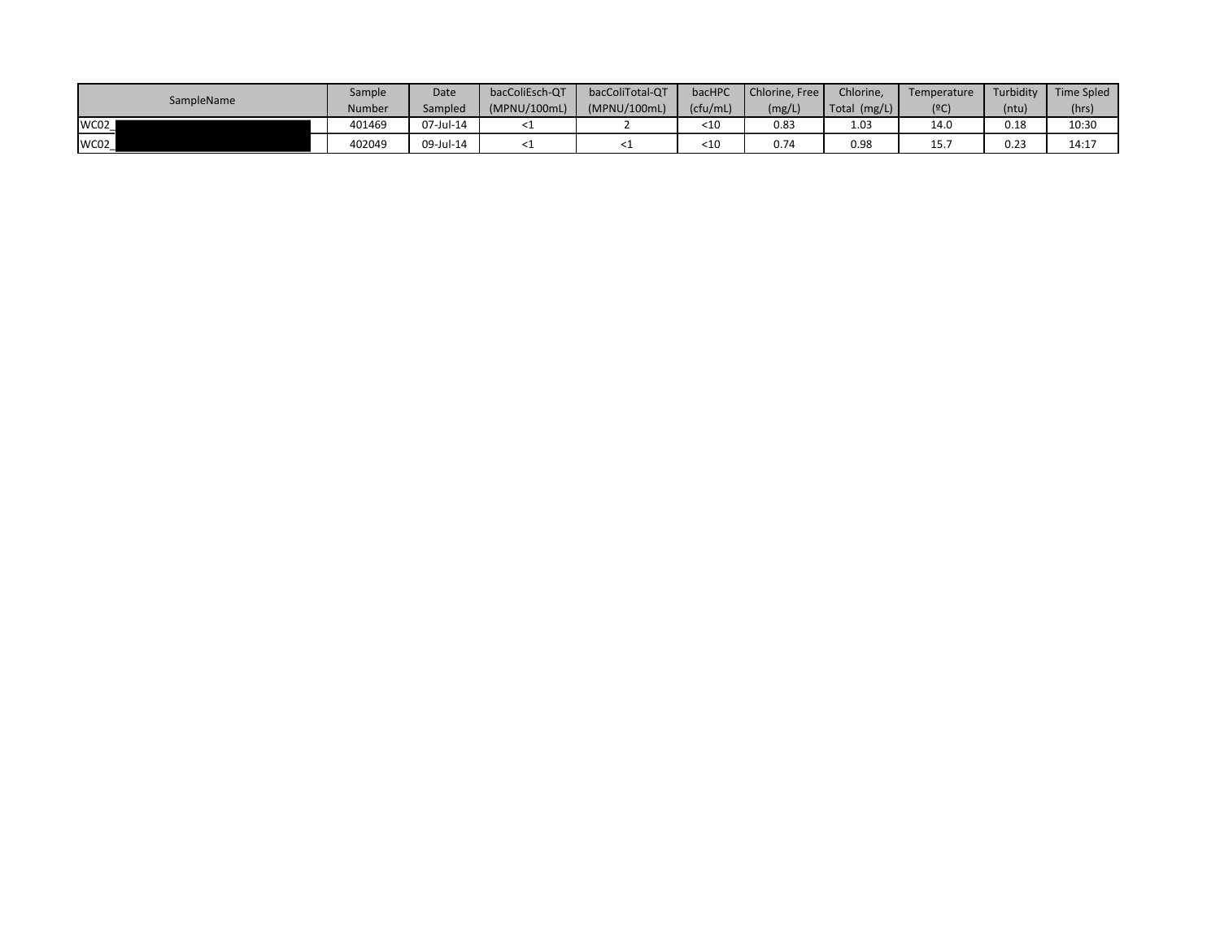| SampleName | Sample Number | Date Sampled | bacColiEsch-QT (MPNU/100mL) | bacColiTotal-QT (MPNU/100mL) | bacHPC (cfu/mL) | Chlorine, Free (mg/L) | Chlorine, Total (mg/L) | Temperature (ºC) | Turbidity (ntu) | Time Spled (hrs) |
|---|---|---|---|---|---|---|---|---|---|---|
| WC02_ | 401469 | 07-Jul-14 | <1 | 2 | <10 | 0.83 | 1.03 | 14.0 | 0.18 | 10:30 |
| WC02_ | 402049 | 09-Jul-14 | <1 | <1 | <10 | 0.74 | 0.98 | 15.7 | 0.23 | 14:17 |